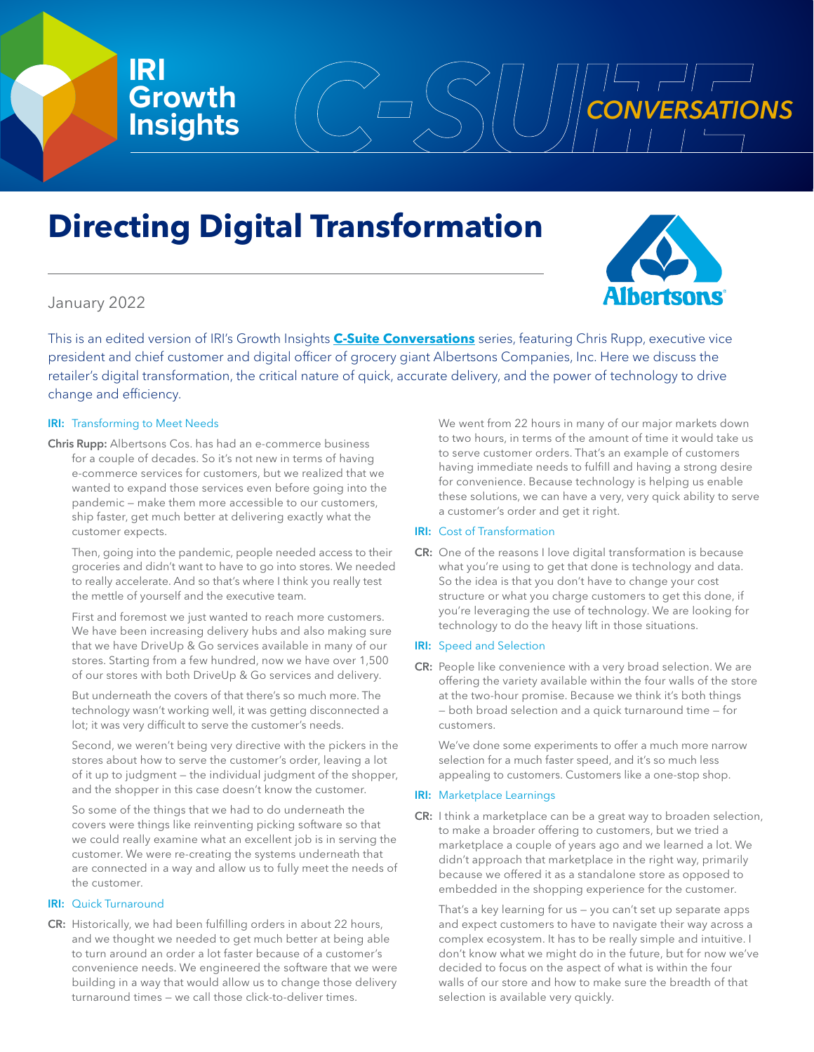IRI Growth Insights — C-SUITE CONVERSATIONS

# Directing Digital Transformation

January 2022

This is an edited version of IRI's Growth Insights **C-Suite Conversations** series, featuring Chris Rupp, executive vice president and chief customer and digital officer of grocery giant Albertsons Companies, Inc. Here we discuss the retailer's digital transformation, the critical nature of quick, accurate delivery, and the power of technology to drive change and efficiency.

**IRI:** Transforming to Meet Needs

**Chris Rupp:** Albertsons Cos. has had an e-commerce business for a couple of decades. So it's not new in terms of having e-commerce services for customers, but we realized that we wanted to expand those services even before going into the pandemic — make them more accessible to our customers, ship faster, get much better at delivering exactly what the customer expects.

Then, going into the pandemic, people needed access to their groceries and didn't want to have to go into stores. We needed to really accelerate. And so that's where I think you really test the mettle of yourself and the executive team.

First and foremost we just wanted to reach more customers. We have been increasing delivery hubs and also making sure that we have DriveUp & Go services available in many of our stores. Starting from a few hundred, now we have over 1,500 of our stores with both DriveUp & Go services and delivery.

But underneath the covers of that there's so much more. The technology wasn't working well, it was getting disconnected a lot; it was very difficult to serve the customer's needs.

Second, we weren't being very directive with the pickers in the stores about how to serve the customer's order, leaving a lot of it up to judgment — the individual judgment of the shopper, and the shopper in this case doesn't know the customer.

So some of the things that we had to do underneath the covers were things like reinventing picking software so that we could really examine what an excellent job is in serving the customer. We were re-creating the systems underneath that are connected in a way and allow us to fully meet the needs of the customer.

**IRI:** Quick Turnaround

**CR:** Historically, we had been fulfilling orders in about 22 hours, and we thought we needed to get much better at being able to turn around an order a lot faster because of a customer's convenience needs. We engineered the software that we were building in a way that would allow us to change those delivery turnaround times — we call those click-to-deliver times.

We went from 22 hours in many of our major markets down to two hours, in terms of the amount of time it would take us to serve customer orders. That's an example of customers having immediate needs to fulfill and having a strong desire for convenience. Because technology is helping us enable these solutions, we can have a very, very quick ability to serve a customer's order and get it right.

**IRI:** Cost of Transformation

**CR:** One of the reasons I love digital transformation is because what you're using to get that done is technology and data. So the idea is that you don't have to change your cost structure or what you charge customers to get this done, if you're leveraging the use of technology. We are looking for technology to do the heavy lift in those situations.

**IRI:** Speed and Selection

**CR:** People like convenience with a very broad selection. We are offering the variety available within the four walls of the store at the two-hour promise. Because we think it's both things — both broad selection and a quick turnaround time — for customers.

We've done some experiments to offer a much more narrow selection for a much faster speed, and it's so much less appealing to customers. Customers like a one-stop shop.

**IRI:** Marketplace Learnings

**CR:** I think a marketplace can be a great way to broaden selection, to make a broader offering to customers, but we tried a marketplace a couple of years ago and we learned a lot. We didn't approach that marketplace in the right way, primarily because we offered it as a standalone store as opposed to embedded in the shopping experience for the customer.

That's a key learning for us — you can't set up separate apps and expect customers to have to navigate their way across a complex ecosystem. It has to be really simple and intuitive. I don't know what we might do in the future, but for now we've decided to focus on the aspect of what is within the four walls of our store and how to make sure the breadth of that selection is available very quickly.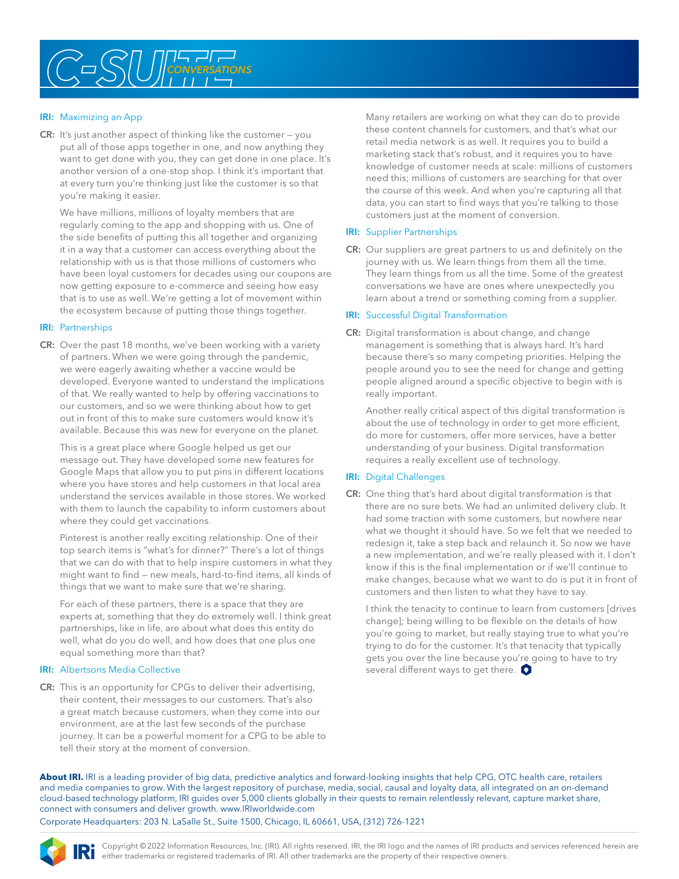**IRI:** Maximizing an App

**CR:** It's just another aspect of thinking like the customer — you put all of those apps together in one, and now anything they want to get done with you, they can get done in one place. It's another version of a one-stop shop. I think it's important that at every turn you're thinking just like the customer is so that you're making it easier.

We have millions, millions of loyalty members that are regularly coming to the app and shopping with us. One of the side benefits of putting this all together and organizing it in a way that a customer can access everything about the relationship with us is that those millions of customers who have been loyal customers for decades using our coupons are now getting exposure to e-commerce and seeing how easy that is to use as well. We're getting a lot of movement within the ecosystem because of putting those things together.

**IRI:** Partnerships

**CR:** Over the past 18 months, we've been working with a variety of partners. When we were going through the pandemic, we were eagerly awaiting whether a vaccine would be developed. Everyone wanted to understand the implications of that. We really wanted to help by offering vaccinations to our customers, and so we were thinking about how to get out in front of this to make sure customers would know it's available. Because this was new for everyone on the planet.

This is a great place where Google helped us get our message out. They have developed some new features for Google Maps that allow you to put pins in different locations where you have stores and help customers in that local area understand the services available in those stores. We worked with them to launch the capability to inform customers about where they could get vaccinations.

Pinterest is another really exciting relationship. One of their top search items is "what's for dinner?" There's a lot of things that we can do with that to help inspire customers in what they might want to find — new meals, hard-to-find items, all kinds of things that we want to make sure that we're sharing.

For each of these partners, there is a space that they are experts at, something that they do extremely well. I think great partnerships, like in life, are about what does this entity do well, what do you do well, and how does that one plus one equal something more than that?

**IRI:** Albertsons Media Collective

**CR:** This is an opportunity for CPGs to deliver their advertising, their content, their messages to our customers. That's also a great match because customers, when they come into our environment, are at the last few seconds of the purchase journey. It can be a powerful moment for a CPG to be able to tell their story at the moment of conversion.

Many retailers are working on what they can do to provide these content channels for customers, and that's what our retail media network is as well. It requires you to build a marketing stack that's robust, and it requires you to have knowledge of customer needs at scale: millions of customers need this; millions of customers are searching for that over the course of this week. And when you're capturing all that data, you can start to find ways that you're talking to those customers just at the moment of conversion.

**IRI:** Supplier Partnerships

**CR:** Our suppliers are great partners to us and definitely on the journey with us. We learn things from them all the time. They learn things from us all the time. Some of the greatest conversations we have are ones where unexpectedly you learn about a trend or something coming from a supplier.

**IRI:** Successful Digital Transformation

**CR:** Digital transformation is about change, and change management is something that is always hard. It's hard because there's so many competing priorities. Helping the people around you to see the need for change and getting people aligned around a specific objective to begin with is really important.

Another really critical aspect of this digital transformation is about the use of technology in order to get more efficient, do more for customers, offer more services, have a better understanding of your business. Digital transformation requires a really excellent use of technology.

**IRI:** Digital Challenges

**CR:** One thing that's hard about digital transformation is that there are no sure bets. We had an unlimited delivery club. It had some traction with some customers, but nowhere near what we thought it should have. So we felt that we needed to redesign it, take a step back and relaunch it. So now we have a new implementation, and we're really pleased with it. I don't know if this is the final implementation or if we'll continue to make changes, because what we want to do is put it in front of customers and then listen to what they have to say.

I think the tenacity to continue to learn from customers [drives change]; being willing to be flexible on the details of how you're going to market, but really staying true to what you're trying to do for the customer. It's that tenacity that typically gets you over the line because you're going to have to try several different ways to get there.

**About IRI.** IRI is a leading provider of big data, predictive analytics and forward-looking insights that help CPG, OTC health care, retailers and media companies to grow. With the largest repository of purchase, media, social, causal and loyalty data, all integrated on an on-demand cloud-based technology platform, IRI guides over 5,000 clients globally in their quests to remain relentlessly relevant, capture market share, connect with consumers and deliver growth. www.IRIworldwide.com

Corporate Headquarters: 203 N. LaSalle St., Suite 1500, Chicago, IL 60661, USA, (312) 726-1221

Copyright © 2022 Information Resources, Inc. (IRI). All rights reserved. IRI, the IRI logo and the names of IRI products and services referenced herein are either trademarks or registered trademarks of IRI. All other trademarks are the property of their respective owners.